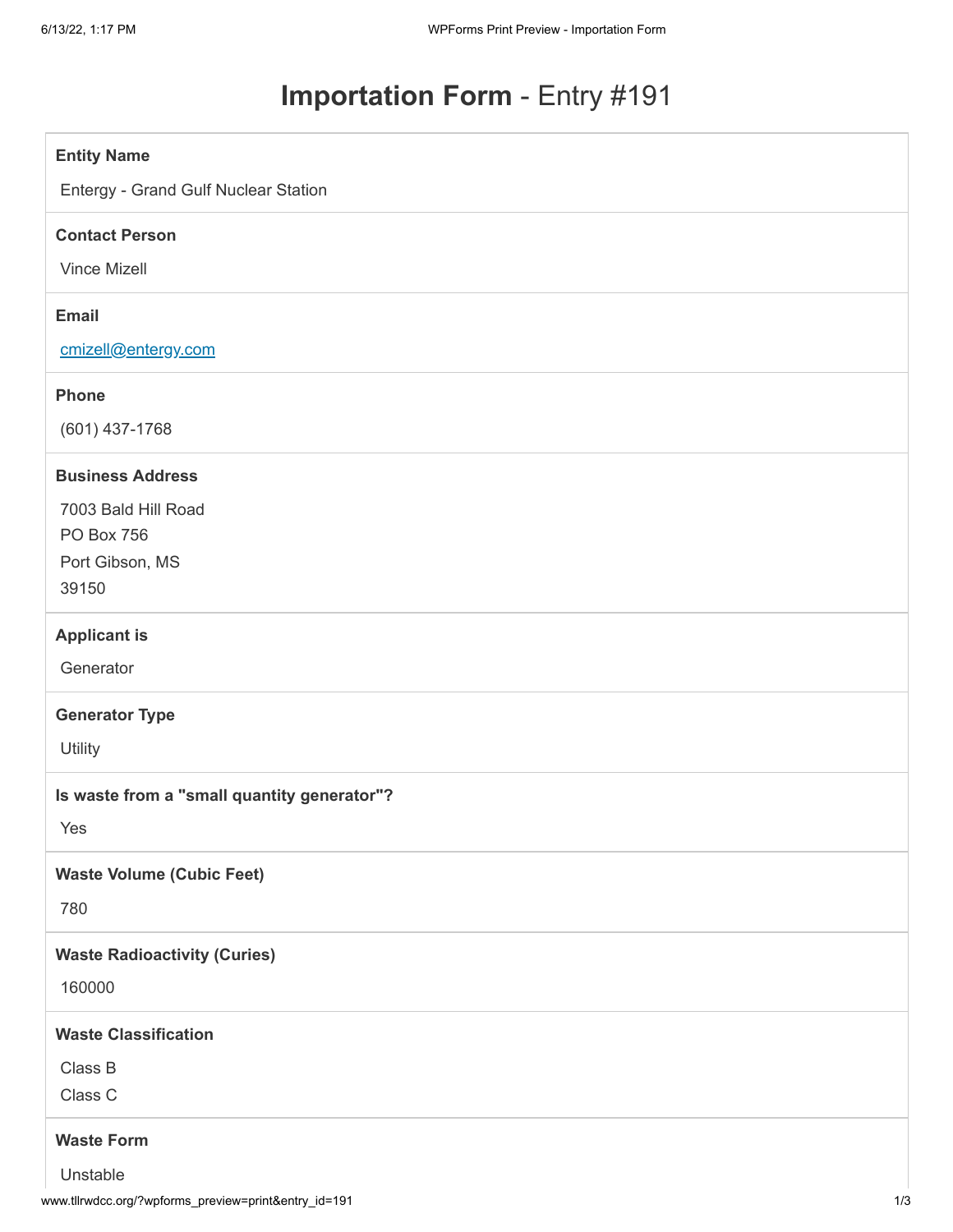# **Importation Form** - Entry #191

**Entity Name**

Entergy - Grand Gulf Nuclear Station

**Contact Person**

Vince Mizell

**Email**

cmizell@entergy.com

**Phone**

(601) 437-1768

**Business Address**

7003 Bald Hill Road
PO Box 756
Port Gibson, MS
39150

**Applicant is**

Generator

**Generator Type**

Utility

**Is waste from a "small quantity generator"?**

Yes

**Waste Volume (Cubic Feet)**

780

**Waste Radioactivity (Curies)**

160000

**Waste Classification**

Class B
Class C

**Waste Form**

Unstable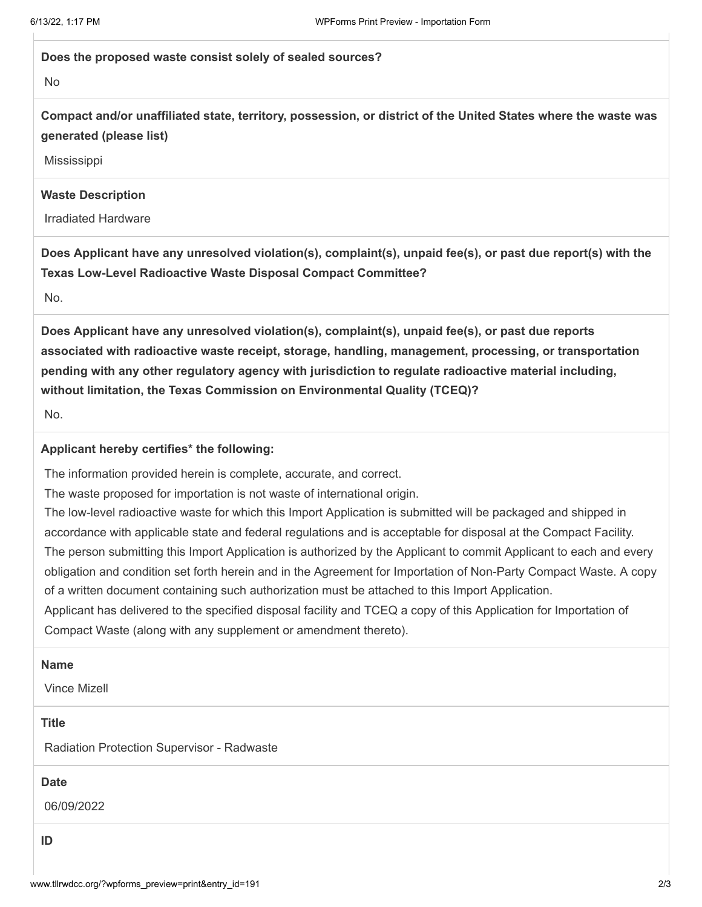**Does the proposed waste consist solely of sealed sources?**

No

**Compact and/or unaffiliated state, territory, possession, or district of the United States where the waste was generated (please list)**

Mississippi

**Waste Description**

Irradiated Hardware

**Does Applicant have any unresolved violation(s), complaint(s), unpaid fee(s), or past due report(s) with the Texas Low-Level Radioactive Waste Disposal Compact Committee?**

No.

**Does Applicant have any unresolved violation(s), complaint(s), unpaid fee(s), or past due reports associated with radioactive waste receipt, storage, handling, management, processing, or transportation pending with any other regulatory agency with jurisdiction to regulate radioactive material including, without limitation, the Texas Commission on Environmental Quality (TCEQ)?**

No.

**Applicant hereby certifies* the following:**

The information provided herein is complete, accurate, and correct.

The waste proposed for importation is not waste of international origin.

The low-level radioactive waste for which this Import Application is submitted will be packaged and shipped in accordance with applicable state and federal regulations and is acceptable for disposal at the Compact Facility.

The person submitting this Import Application is authorized by the Applicant to commit Applicant to each and every obligation and condition set forth herein and in the Agreement for Importation of Non-Party Compact Waste. A copy of a written document containing such authorization must be attached to this Import Application.

Applicant has delivered to the specified disposal facility and TCEQ a copy of this Application for Importation of Compact Waste (along with any supplement or amendment thereto).

**Name**

Vince Mizell

**Title**

Radiation Protection Supervisor - Radwaste

**Date**

06/09/2022

**ID**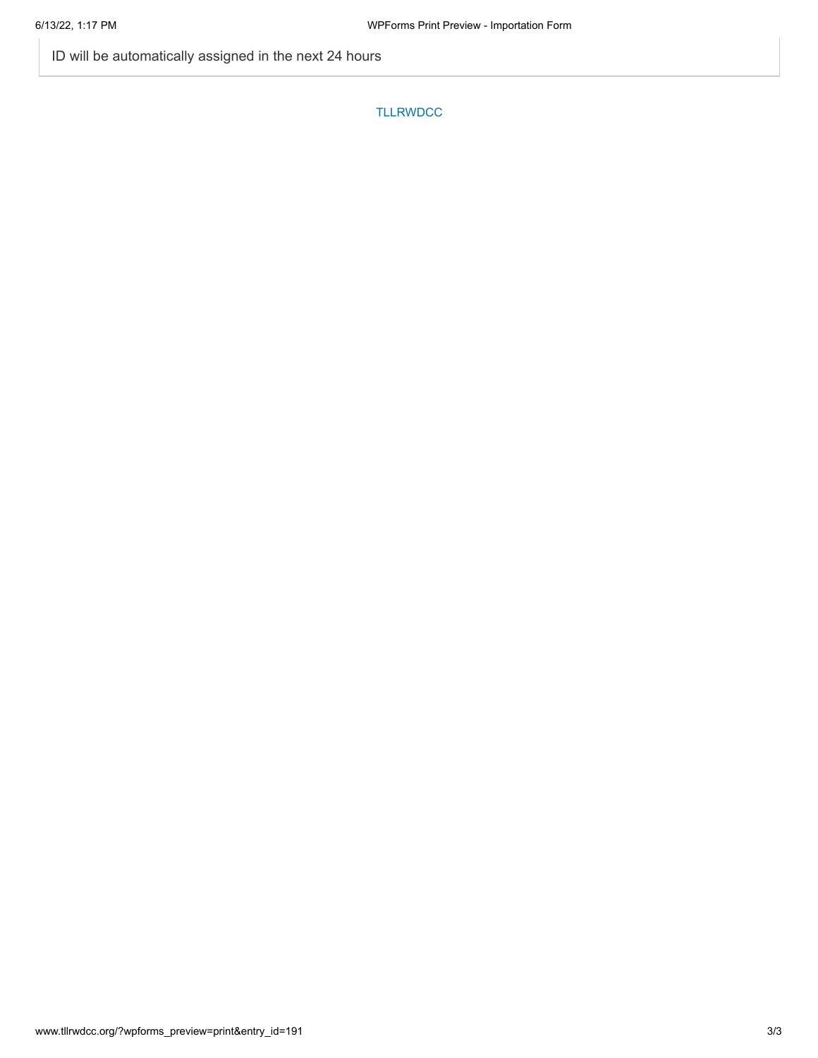ID will be automatically assigned in the next 24 hours

TLLRWDCC